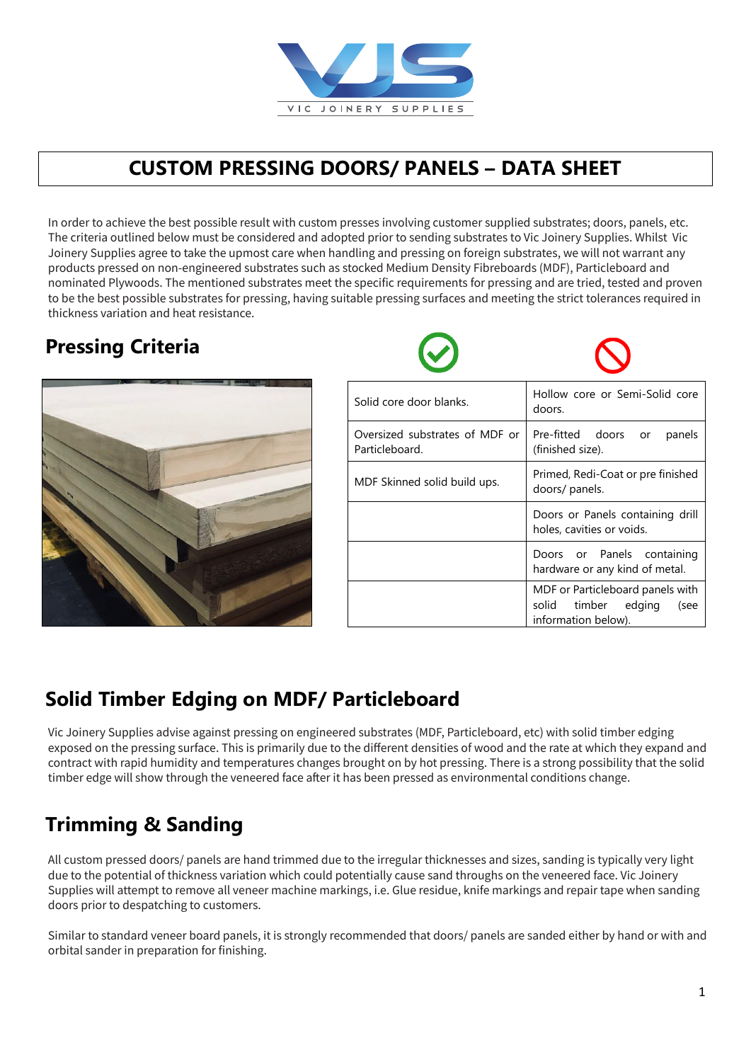# CUSTOM PRESSING DOORS/ PANELS – DATA SHEET

In order to achieve the best possible result with custom presses involving customer supplied substrates; doors, panels, etc. The criteria outlined below must be considered and adopted prior to sending substrates to Vic Joinery Supplies. Whilst Vic Joinery Supplies agree to take the upmost care when handling and pressing on foreign substrates, we will not warrant any products pressed on non-engineered substrates such as stocked Medium Density Fibreboards (MDF), Particleboard and nominated Plywoods. The mentioned substrates meet the specific requirements for pressing and are tried, tested and proven to be the best possible substrates for pressing, having suitable pressing surfaces and meeting the strict tolerances required in thickness variation and heat resistance.

## Pressing Criteria

| ✔ | ⊘ |
|---|---|
| Solid core door blanks. | Hollow core or Semi-Solid core doors. |
| Oversized substrates of MDF or Particleboard. | Pre-fitted doors or panels (finished size). |
| MDF Skinned solid build ups. | Primed, Redi-Coat or pre finished doors/ panels. |
| | Doors or Panels containing drill holes, cavities or voids. |
| | Doors or Panels containing hardware or any kind of metal. |
| | MDF or Particleboard panels with solid timber edging (see information below). |

## Solid Timber Edging on MDF/ Particleboard

Vic Joinery Supplies advise against pressing on engineered substrates (MDF, Particleboard, etc) with solid timber edging exposed on the pressing surface. This is primarily due to the different densities of wood and the rate at which they expand and contract with rapid humidity and temperatures changes brought on by hot pressing. There is a strong possibility that the solid timber edge will show through the veneered face after it has been pressed as environmental conditions change.

## Trimming & Sanding

All custom pressed doors/ panels are hand trimmed due to the irregular thicknesses and sizes, sanding is typically very light due to the potential of thickness variation which could potentially cause sand throughs on the veneered face. Vic Joinery Supplies will attempt to remove all veneer machine markings, i.e. Glue residue, knife markings and repair tape when sanding doors prior to despatching to customers.

Similar to standard veneer board panels, it is strongly recommended that doors/ panels are sanded either by hand or with and orbital sander in preparation for finishing.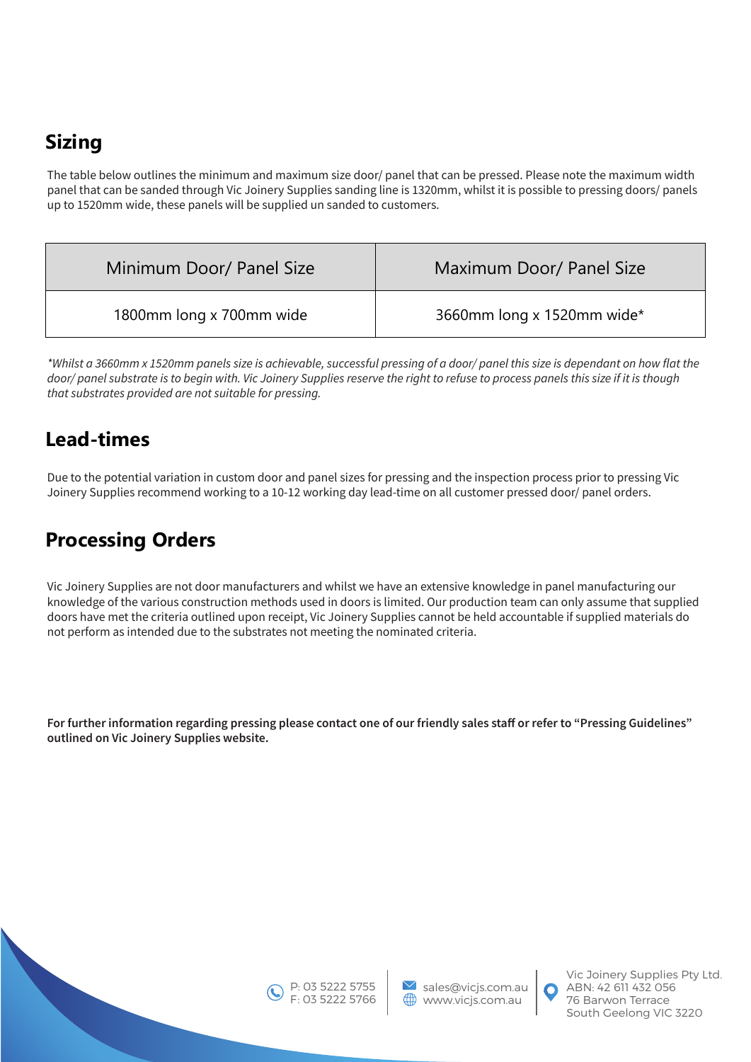## Sizing

The table below outlines the minimum and maximum size door/ panel that can be pressed. Please note the maximum width panel that can be sanded through Vic Joinery Supplies sanding line is 1320mm, whilst it is possible to pressing doors/ panels up to 1520mm wide, these panels will be supplied un sanded to customers.

| Minimum Door/ Panel Size | Maximum Door/ Panel Size |
|---|---|
| 1800mm long x 700mm wide | 3660mm long x 1520mm wide* |

*\*Whilst a 3660mm x 1520mm panels size is achievable, successful pressing of a door/ panel this size is dependant on how flat the door/ panel substrate is to begin with. Vic Joinery Supplies reserve the right to refuse to process panels this size if it is though that substrates provided are not suitable for pressing.*

## Lead-times

Due to the potential variation in custom door and panel sizes for pressing and the inspection process prior to pressing Vic Joinery Supplies recommend working to a 10-12 working day lead-time on all customer pressed door/ panel orders.

## Processing Orders

Vic Joinery Supplies are not door manufacturers and whilst we have an extensive knowledge in panel manufacturing our knowledge of the various construction methods used in doors is limited. Our production team can only assume that supplied doors have met the criteria outlined upon receipt, Vic Joinery Supplies cannot be held accountable if supplied materials do not perform as intended due to the substrates not meeting the nominated criteria.

**For further information regarding pressing please contact one of our friendly sales staff or refer to "Pressing Guidelines" outlined on Vic Joinery Supplies website.**

P: 03 5222 5755
F: 03 5222 5766

sales@vicjs.com.au
www.vicjs.com.au

Vic Joinery Supplies Pty Ltd.
ABN: 42 611 432 056
76 Barwon Terrace
South Geelong VIC 3220